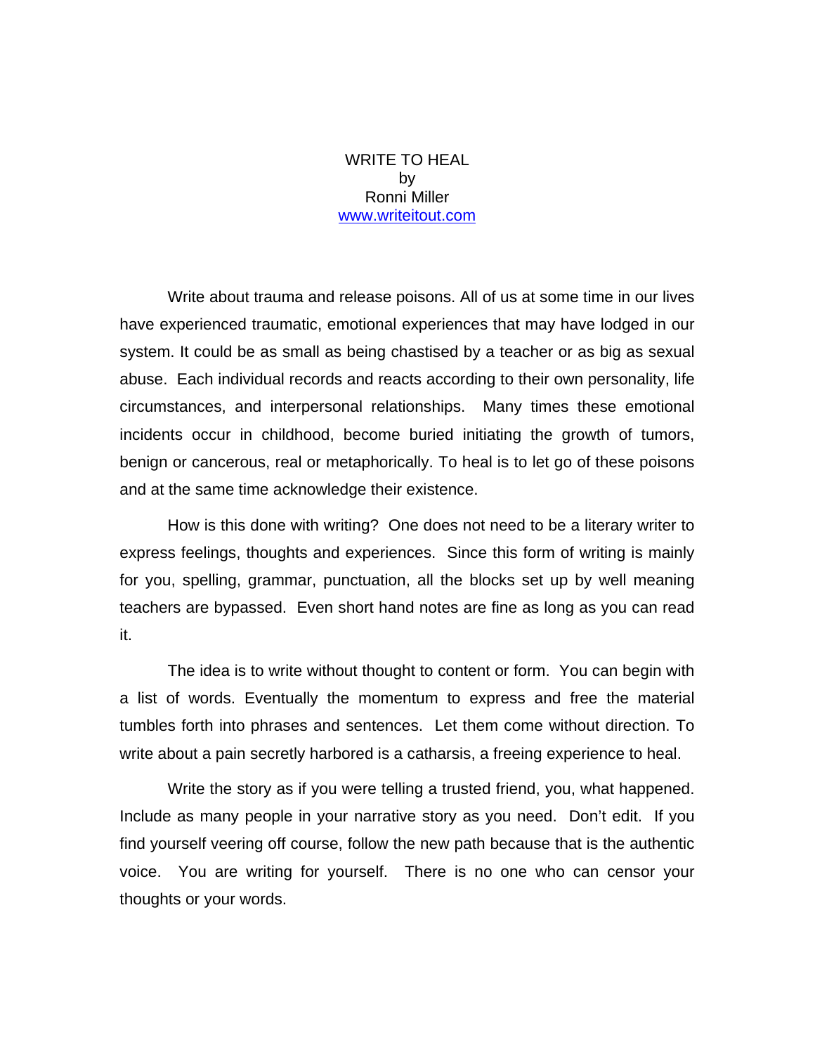# WRITE TO HEAL

by

Ronni Miller

[www.writeitout.com](http://www.writeitout.com)

Write about trauma and release poisons. All of us at some time in our lives have experienced traumatic, emotional experiences that may have lodged in our system. It could be as small as being chastised by a teacher or as big as sexual abuse. Each individual records and reacts according to their own personality, life circumstances, and interpersonal relationships. Many times these emotional incidents occur in childhood, become buried initiating the growth of tumors, benign or cancerous, real or metaphorically. To heal is to let go of these poisons and at the same time acknowledge their existence.

How is this done with writing? One does not need to be a literary writer to express feelings, thoughts and experiences. Since this form of writing is mainly for you, spelling, grammar, punctuation, all the blocks set up by well meaning teachers are bypassed. Even short hand notes are fine as long as you can read it.

The idea is to write without thought to content or form. You can begin with a list of words. Eventually the momentum to express and free the material tumbles forth into phrases and sentences. Let them come without direction. To write about a pain secretly harbored is a catharsis, a freeing experience to heal.

Write the story as if you were telling a trusted friend, you, what happened. Include as many people in your narrative story as you need. Don't edit. If you find yourself veering off course, follow the new path because that is the authentic voice. You are writing for yourself. There is no one who can censor your thoughts or your words.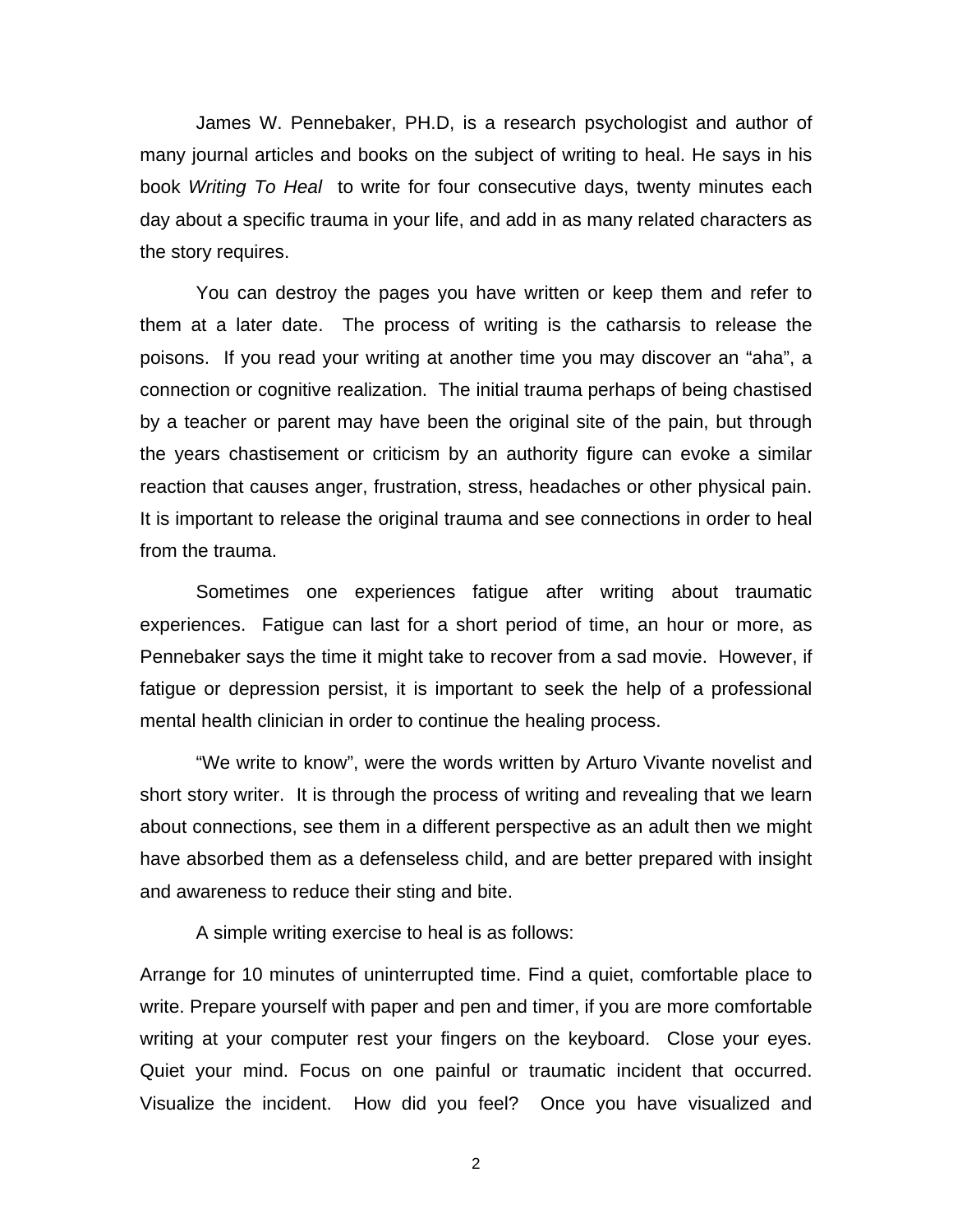James W. Pennebaker, PH.D, is a research psychologist and author of many journal articles and books on the subject of writing to heal. He says in his book *Writing To Heal* to write for four consecutive days, twenty minutes each day about a specific trauma in your life, and add in as many related characters as the story requires.

You can destroy the pages you have written or keep them and refer to them at a later date. The process of writing is the catharsis to release the poisons. If you read your writing at another time you may discover an "aha", a connection or cognitive realization. The initial trauma perhaps of being chastised by a teacher or parent may have been the original site of the pain, but through the years chastisement or criticism by an authority figure can evoke a similar reaction that causes anger, frustration, stress, headaches or other physical pain. It is important to release the original trauma and see connections in order to heal from the trauma.

Sometimes one experiences fatigue after writing about traumatic experiences. Fatigue can last for a short period of time, an hour or more, as Pennebaker says the time it might take to recover from a sad movie. However, if fatigue or depression persist, it is important to seek the help of a professional mental health clinician in order to continue the healing process.

"We write to know", were the words written by Arturo Vivante novelist and short story writer. It is through the process of writing and revealing that we learn about connections, see them in a different perspective as an adult then we might have absorbed them as a defenseless child, and are better prepared with insight and awareness to reduce their sting and bite.

A simple writing exercise to heal is as follows:

Arrange for 10 minutes of uninterrupted time. Find a quiet, comfortable place to write. Prepare yourself with paper and pen and timer, if you are more comfortable writing at your computer rest your fingers on the keyboard. Close your eyes. Quiet your mind. Focus on one painful or traumatic incident that occurred. Visualize the incident. How did you feel? Once you have visualized and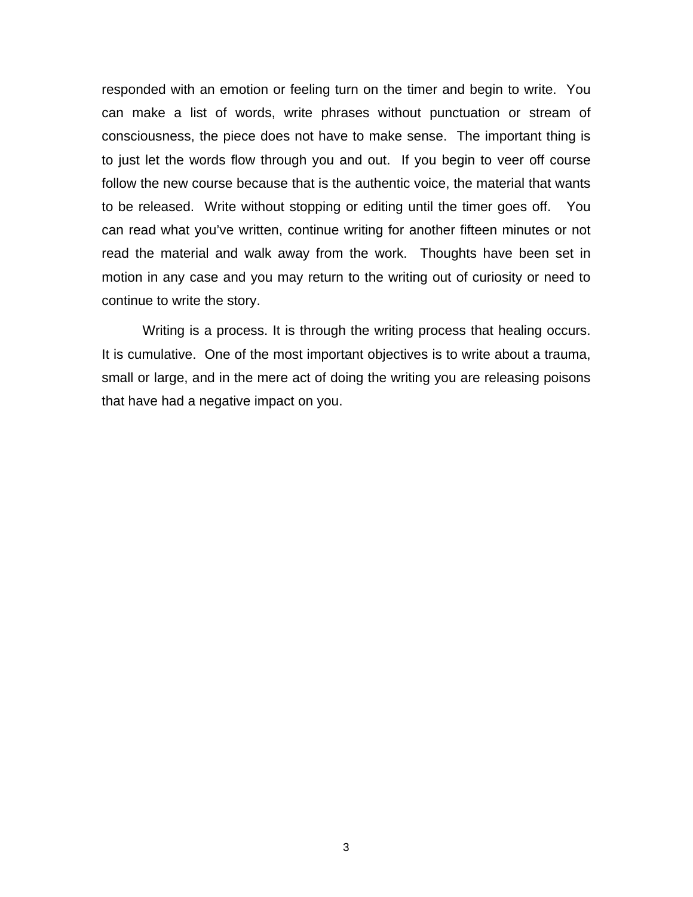responded with an emotion or feeling turn on the timer and begin to write. You can make a list of words, write phrases without punctuation or stream of consciousness, the piece does not have to make sense. The important thing is to just let the words flow through you and out. If you begin to veer off course follow the new course because that is the authentic voice, the material that wants to be released. Write without stopping or editing until the timer goes off. You can read what you've written, continue writing for another fifteen minutes or not read the material and walk away from the work. Thoughts have been set in motion in any case and you may return to the writing out of curiosity or need to continue to write the story.

Writing is a process. It is through the writing process that healing occurs. It is cumulative. One of the most important objectives is to write about a trauma, small or large, and in the mere act of doing the writing you are releasing poisons that have had a negative impact on you.